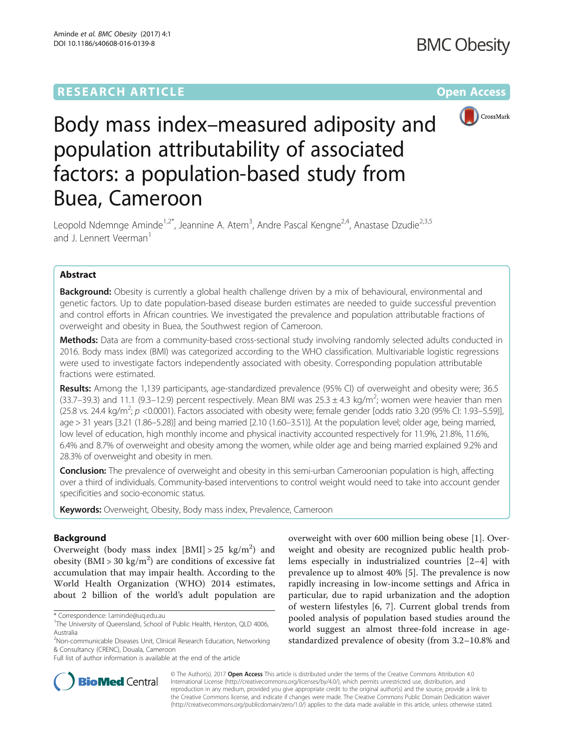RESEARCH ARTICLE

Open Access

# Body mass index–measured adiposity and population attributability of associated factors: a population-based study from Buea, Cameroon

Leopold Ndemnge Aminde[1,2*], Jeannine A. Atem[3], Andre Pascal Kengne[2,4], Anastase Dzudie[2,3,5] and J. Lennert Veerman[1]

## Abstract

**Background:** Obesity is currently a global health challenge driven by a mix of behavioural, environmental and genetic factors. Up to date population-based disease burden estimates are needed to guide successful prevention and control efforts in African countries. We investigated the prevalence and population attributable fractions of overweight and obesity in Buea, the Southwest region of Cameroon.

**Methods:** Data are from a community-based cross-sectional study involving randomly selected adults conducted in 2016. Body mass index (BMI) was categorized according to the WHO classification. Multivariable logistic regressions were used to investigate factors independently associated with obesity. Corresponding population attributable fractions were estimated.

**Results:** Among the 1,139 participants, age-standardized prevalence (95% CI) of overweight and obesity were; 36.5 (33.7–39.3) and 11.1 (9.3–12.9) percent respectively. Mean BMI was 25.3 ± 4.3 kg/m$^2$; women were heavier than men (25.8 vs. 24.4 kg/m$^2$; $p$ <0.0001). Factors associated with obesity were; female gender [odds ratio 3.20 (95% CI: 1.93–5.59)], age > 31 years [3.21 (1.86–5.28)] and being married [2.10 (1.60–3.51)]. At the population level; older age, being married, low level of education, high monthly income and physical inactivity accounted respectively for 11.9%, 21.8%, 11.6%, 6.4% and 8.7% of overweight and obesity among the women, while older age and being married explained 9.2% and 28.3% of overweight and obesity in men.

**Conclusion:** The prevalence of overweight and obesity in this semi-urban Cameroonian population is high, affecting over a third of individuals. Community-based interventions to control weight would need to take into account gender specificities and socio-economic status.

**Keywords:** Overweight, Obesity, Body mass index, Prevalence, Cameroon

## Background

Overweight (body mass index [BMI] > 25 kg/m$^2$) and obesity (BMI > 30 kg/m$^2$) are conditions of excessive fat accumulation that may impair health. According to the World Health Organization (WHO) 2014 estimates, about 2 billion of the world's adult population are overweight with over 600 million being obese [1]. Overweight and obesity are recognized public health problems especially in industrialized countries [2–4] with prevalence up to almost 40% [5]. The prevalence is now rapidly increasing in low-income settings and Africa in particular, due to rapid urbanization and the adoption of western lifestyles [6, 7]. Current global trends from pooled analysis of population based studies around the world suggest an almost three-fold increase in age-standardized prevalence of obesity (from 3.2–10.8% and

\* Correspondence: l.aminde@uq.edu.au
[1]The University of Queensland, School of Public Health, Herston, QLD 4006, Australia
[2]Non-communicable Diseases Unit, Clinical Research Education, Networking & Consultancy (CRENC), Douala, Cameroon
Full list of author information is available at the end of the article

© The Author(s). 2017 **Open Access** This article is distributed under the terms of the Creative Commons Attribution 4.0 International License (http://creativecommons.org/licenses/by/4.0/), which permits unrestricted use, distribution, and reproduction in any medium, provided you give appropriate credit to the original author(s) and the source, provide a link to the Creative Commons license, and indicate if changes were made. The Creative Commons Public Domain Dedication waiver (http://creativecommons.org/publicdomain/zero/1.0/) applies to the data made available in this article, unless otherwise stated.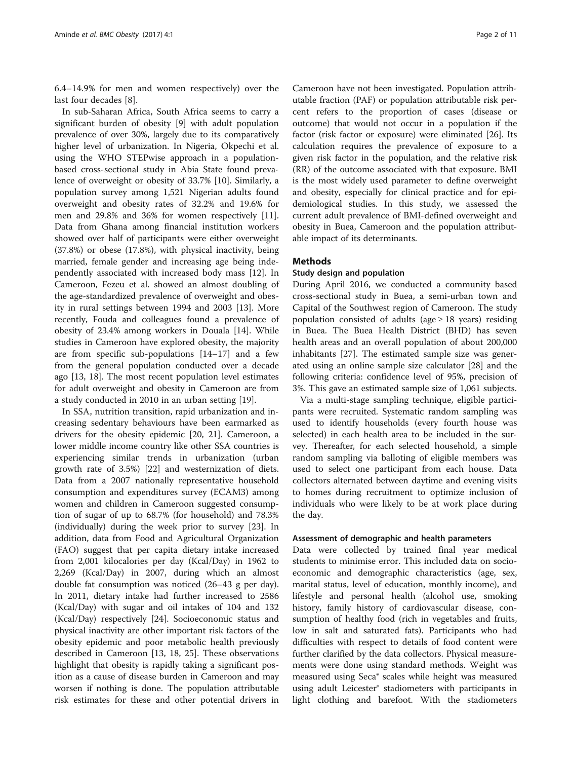6.4–14.9% for men and women respectively) over the last four decades [8].

In sub-Saharan Africa, South Africa seems to carry a significant burden of obesity [9] with adult population prevalence of over 30%, largely due to its comparatively higher level of urbanization. In Nigeria, Okpechi et al. using the WHO STEPwise approach in a population-based cross-sectional study in Abia State found prevalence of overweight or obesity of 33.7% [10]. Similarly, a population survey among 1,521 Nigerian adults found overweight and obesity rates of 32.2% and 19.6% for men and 29.8% and 36% for women respectively [11]. Data from Ghana among financial institution workers showed over half of participants were either overweight (37.8%) or obese (17.8%), with physical inactivity, being married, female gender and increasing age being independently associated with increased body mass [12]. In Cameroon, Fezeu et al. showed an almost doubling of the age-standardized prevalence of overweight and obesity in rural settings between 1994 and 2003 [13]. More recently, Fouda and colleagues found a prevalence of obesity of 23.4% among workers in Douala [14]. While studies in Cameroon have explored obesity, the majority are from specific sub-populations [14–17] and a few from the general population conducted over a decade ago [13, 18]. The most recent population level estimates for adult overweight and obesity in Cameroon are from a study conducted in 2010 in an urban setting [19].

In SSA, nutrition transition, rapid urbanization and increasing sedentary behaviours have been earmarked as drivers for the obesity epidemic [20, 21]. Cameroon, a lower middle income country like other SSA countries is experiencing similar trends in urbanization (urban growth rate of 3.5%) [22] and westernization of diets. Data from a 2007 nationally representative household consumption and expenditures survey (ECAM3) among women and children in Cameroon suggested consumption of sugar of up to 68.7% (for household) and 78.3% (individually) during the week prior to survey [23]. In addition, data from Food and Agricultural Organization (FAO) suggest that per capita dietary intake increased from 2,001 kilocalories per day (Kcal/Day) in 1962 to 2,269 (Kcal/Day) in 2007, during which an almost double fat consumption was noticed (26–43 g per day). In 2011, dietary intake had further increased to 2586 (Kcal/Day) with sugar and oil intakes of 104 and 132 (Kcal/Day) respectively [24]. Socioeconomic status and physical inactivity are other important risk factors of the obesity epidemic and poor metabolic health previously described in Cameroon [13, 18, 25]. These observations highlight that obesity is rapidly taking a significant position as a cause of disease burden in Cameroon and may worsen if nothing is done. The population attributable risk estimates for these and other potential drivers in Cameroon have not been investigated. Population attributable fraction (PAF) or population attributable risk percent refers to the proportion of cases (disease or outcome) that would not occur in a population if the factor (risk factor or exposure) were eliminated [26]. Its calculation requires the prevalence of exposure to a given risk factor in the population, and the relative risk (RR) of the outcome associated with that exposure. BMI is the most widely used parameter to define overweight and obesity, especially for clinical practice and for epidemiological studies. In this study, we assessed the current adult prevalence of BMI-defined overweight and obesity in Buea, Cameroon and the population attributable impact of its determinants.

## Methods

### Study design and population

During April 2016, we conducted a community based cross-sectional study in Buea, a semi-urban town and Capital of the Southwest region of Cameroon. The study population consisted of adults (age ≥ 18 years) residing in Buea. The Buea Health District (BHD) has seven health areas and an overall population of about 200,000 inhabitants [27]. The estimated sample size was generated using an online sample size calculator [28] and the following criteria: confidence level of 95%, precision of 3%. This gave an estimated sample size of 1,061 subjects.

Via a multi-stage sampling technique, eligible participants were recruited. Systematic random sampling was used to identify households (every fourth house was selected) in each health area to be included in the survey. Thereafter, for each selected household, a simple random sampling via balloting of eligible members was used to select one participant from each house. Data collectors alternated between daytime and evening visits to homes during recruitment to optimize inclusion of individuals who were likely to be at work place during the day.

### Assessment of demographic and health parameters

Data were collected by trained final year medical students to minimise error. This included data on socio-economic and demographic characteristics (age, sex, marital status, level of education, monthly income), and lifestyle and personal health (alcohol use, smoking history, family history of cardiovascular disease, consumption of healthy food (rich in vegetables and fruits, low in salt and saturated fats). Participants who had difficulties with respect to details of food content were further clarified by the data collectors. Physical measurements were done using standard methods. Weight was measured using Seca® scales while height was measured using adult Leicester® stadiometers with participants in light clothing and barefoot. With the stadiometers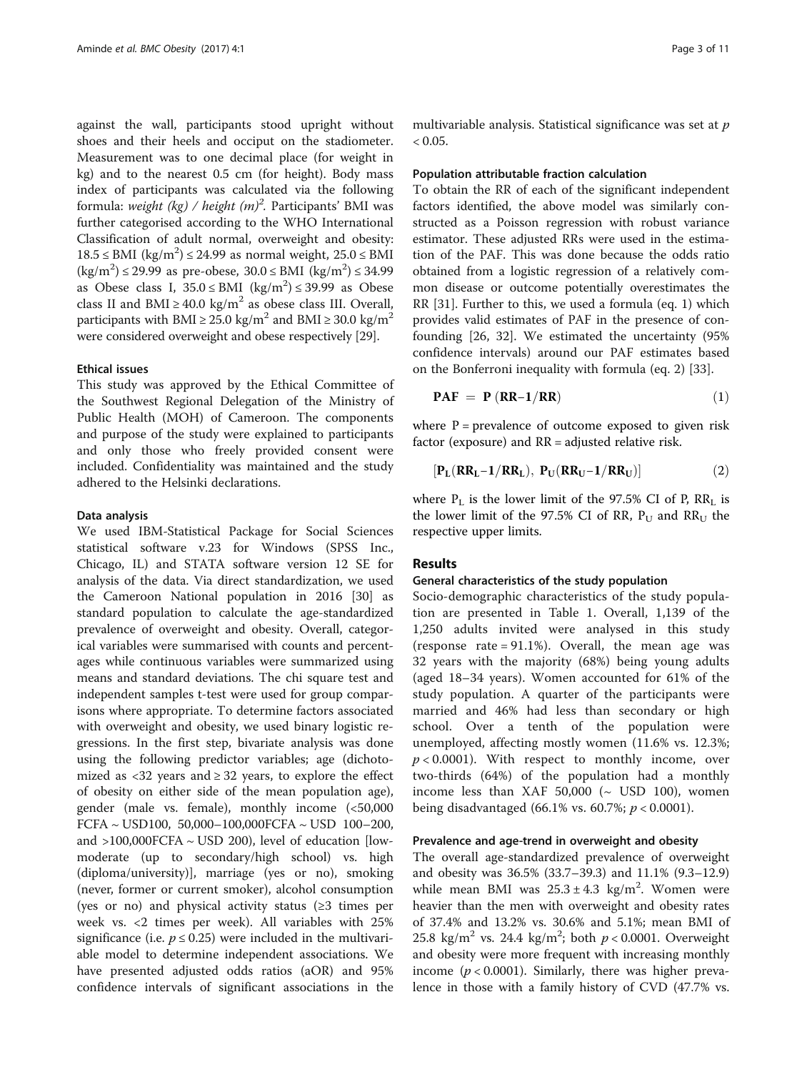against the wall, participants stood upright without shoes and their heels and occiput on the stadiometer. Measurement was to one decimal place (for weight in kg) and to the nearest 0.5 cm (for height). Body mass index of participants was calculated via the following formula: *weight (kg) / height (m)$^2$*. Participants' BMI was further categorised according to the WHO International Classification of adult normal, overweight and obesity: $18.5 \leq$ BMI (kg/m$^2$) $\leq 24.99$ as normal weight, $25.0 \leq$ BMI (kg/m$^2$) $\leq 29.99$ as pre-obese, $30.0 \leq$ BMI (kg/m$^2$) $\leq 34.99$ as Obese class I, $35.0 \leq$ BMI (kg/m$^2$) $\leq 39.99$ as Obese class II and BMI $\geq 40.0$ kg/m$^2$ as obese class III. Overall, participants with BMI $\geq 25.0$ kg/m$^2$ and BMI $\geq 30.0$ kg/m$^2$ were considered overweight and obese respectively [29].

#### Ethical issues

This study was approved by the Ethical Committee of the Southwest Regional Delegation of the Ministry of Public Health (MOH) of Cameroon. The components and purpose of the study were explained to participants and only those who freely provided consent were included. Confidentiality was maintained and the study adhered to the Helsinki declarations.

#### Data analysis

We used IBM-Statistical Package for Social Sciences statistical software v.23 for Windows (SPSS Inc., Chicago, IL) and STATA software version 12 SE for analysis of the data. Via direct standardization, we used the Cameroon National population in 2016 [30] as standard population to calculate the age-standardized prevalence of overweight and obesity. Overall, categorical variables were summarised with counts and percentages while continuous variables were summarized using means and standard deviations. The chi square test and independent samples t-test were used for group comparisons where appropriate. To determine factors associated with overweight and obesity, we used binary logistic regressions. In the first step, bivariate analysis was done using the following predictor variables; age (dichotomized as <32 years and ≥ 32 years, to explore the effect of obesity on either side of the mean population age), gender (male vs. female), monthly income (<50,000 FCFA ~ USD100, 50,000–100,000FCFA ~ USD 100–200, and >100,000FCFA ~ USD 200), level of education [low-moderate (up to secondary/high school) vs. high (diploma/university)], marriage (yes or no), smoking (never, former or current smoker), alcohol consumption (yes or no) and physical activity status (≥3 times per week vs. <2 times per week). All variables with 25% significance (i.e. $p \leq 0.25$) were included in the multivariable model to determine independent associations. We have presented adjusted odds ratios (aOR) and 95% confidence intervals of significant associations in the multivariable analysis. Statistical significance was set at $p < 0.05$.

#### Population attributable fraction calculation

To obtain the RR of each of the significant independent factors identified, the above model was similarly constructed as a Poisson regression with robust variance estimator. These adjusted RRs were used in the estimation of the PAF. This was done because the odds ratio obtained from a logistic regression of a relatively common disease or outcome potentially overestimates the RR [31]. Further to this, we used a formula (eq. 1) which provides valid estimates of PAF in the presence of confounding [26, 32]. We estimated the uncertainty (95% confidence intervals) around our PAF estimates based on the Bonferroni inequality with formula (eq. 2) [33].

$$\mathbf{PAF} = \mathbf{P}\,(\mathbf{RR}-\mathbf{1}/\mathbf{RR}) \tag{1}$$

where P = prevalence of outcome exposed to given risk factor (exposure) and RR = adjusted relative risk.

$$[\mathbf{P_L}(\mathbf{RR_L}-\mathbf{1}/\mathbf{RR_L}),\ \mathbf{P_U}(\mathbf{RR_U}-\mathbf{1}/\mathbf{RR_U})] \tag{2}$$

where $P_L$ is the lower limit of the 97.5% CI of P, $RR_L$ is the lower limit of the 97.5% CI of RR, $P_U$ and $RR_U$ the respective upper limits.

## Results

#### General characteristics of the study population

Socio-demographic characteristics of the study population are presented in Table 1. Overall, 1,139 of the 1,250 adults invited were analysed in this study (response rate = 91.1%). Overall, the mean age was 32 years with the majority (68%) being young adults (aged 18–34 years). Women accounted for 61% of the study population. A quarter of the participants were married and 46% had less than secondary or high school. Over a tenth of the population were unemployed, affecting mostly women (11.6% vs. 12.3%; $p < 0.0001$). With respect to monthly income, over two-thirds (64%) of the population had a monthly income less than XAF 50,000 (~ USD 100), women being disadvantaged (66.1% vs. 60.7%; $p < 0.0001$).

#### Prevalence and age-trend in overweight and obesity

The overall age-standardized prevalence of overweight and obesity was 36.5% (33.7–39.3) and 11.1% (9.3–12.9) while mean BMI was $25.3 \pm 4.3$ kg/m$^2$. Women were heavier than the men with overweight and obesity rates of 37.4% and 13.2% vs. 30.6% and 5.1%; mean BMI of 25.8 kg/m$^2$ vs. 24.4 kg/m$^2$; both $p < 0.0001$. Overweight and obesity were more frequent with increasing monthly income ($p < 0.0001$). Similarly, there was higher prevalence in those with a family history of CVD (47.7% vs.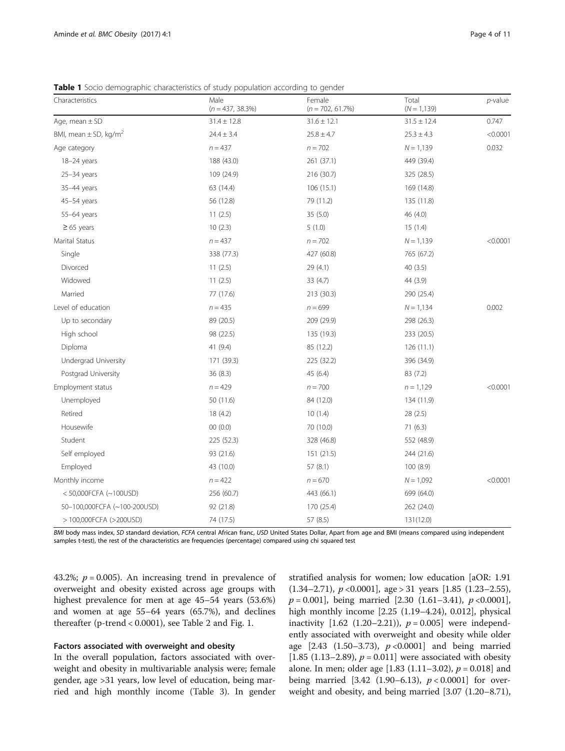**Table 1** Socio demographic characteristics of study population according to gender

| Characteristics | Male ($n = 437$, 38.3%) | Female ($n = 702$, 61.7%) | Total ($N = 1,139$) | *p*-value |
|---|---|---|---|---|
| Age, mean ± SD | 31.4 ± 12.8 | 31.6 ± 12.1 | 31.5 ± 12.4 | 0.747 |
| BMI, mean ± SD, kg/m$^2$ | 24.4 ± 3.4 | 25.8 ± 4.7 | 25.3 ± 4.3 | <0.0001 |
| Age category | $n = 437$ | $n = 702$ | $N = 1,139$ | 0.032 |
| 18–24 years | 188 (43.0) | 261 (37.1) | 449 (39.4) | |
| 25–34 years | 109 (24.9) | 216 (30.7) | 325 (28.5) | |
| 35–44 years | 63 (14.4) | 106 (15.1) | 169 (14.8) | |
| 45–54 years | 56 (12.8) | 79 (11.2) | 135 (11.8) | |
| 55–64 years | 11 (2.5) | 35 (5.0) | 46 (4.0) | |
| ≥ 65 years | 10 (2.3) | 5 (1.0) | 15 (1.4) | |
| Marital Status | $n = 437$ | $n = 702$ | $N = 1,139$ | <0.0001 |
| Single | 338 (77.3) | 427 (60.8) | 765 (67.2) | |
| Divorced | 11 (2.5) | 29 (4.1) | 40 (3.5) | |
| Widowed | 11 (2.5) | 33 (4.7) | 44 (3.9) | |
| Married | 77 (17.6) | 213 (30.3) | 290 (25.4) | |
| Level of education | $n = 435$ | $n = 699$ | $N = 1,134$ | 0.002 |
| Up to secondary | 89 (20.5) | 209 (29.9) | 298 (26.3) | |
| High school | 98 (22.5) | 135 (19.3) | 233 (20.5) | |
| Diploma | 41 (9.4) | 85 (12.2) | 126 (11.1) | |
| Undergrad University | 171 (39.3) | 225 (32.2) | 396 (34.9) | |
| Postgrad University | 36 (8.3) | 45 (6.4) | 83 (7.2) | |
| Employment status | $n = 429$ | $n = 700$ | $n = 1,129$ | <0.0001 |
| Unemployed | 50 (11.6) | 84 (12.0) | 134 (11.9) | |
| Retired | 18 (4.2) | 10 (1.4) | 28 (2.5) | |
| Housewife | 00 (0.0) | 70 (10.0) | 71 (6.3) | |
| Student | 225 (52.3) | 328 (46.8) | 552 (48.9) | |
| Self employed | 93 (21.6) | 151 (21.5) | 244 (21.6) | |
| Employed | 43 (10.0) | 57 (8.1) | 100 (8.9) | |
| Monthly income | $n = 422$ | $n = 670$ | $N = 1,092$ | <0.0001 |
| < 50,000FCFA (~100USD) | 256 (60.7) | 443 (66.1) | 699 (64.0) | |
| 50–100,000FCFA (~100-200USD) | 92 (21.8) | 170 (25.4) | 262 (24.0) | |
| > 100,000FCFA (>200USD) | 74 (17.5) | 57 (8.5) | 131(12.0) | |

*BMI* body mass index, *SD* standard deviation, *FCFA* central African franc, *USD* United States Dollar, Apart from age and BMI (means compared using independent samples t-test), the rest of the characteristics are frequencies (percentage) compared using chi squared test

43.2%; $p = 0.005$). An increasing trend in prevalence of overweight and obesity existed across age groups with highest prevalence for men at age 45–54 years (53.6%) and women at age 55–64 years (65.7%), and declines thereafter (p-trend < 0.0001), see Table 2 and Fig. 1.

### Factors associated with overweight and obesity

In the overall population, factors associated with overweight and obesity in multivariable analysis were; female gender, age >31 years, low level of education, being married and high monthly income (Table 3). In gender stratified analysis for women; low education [aOR: 1.91 (1.34–2.71), $p$ <0.0001], age > 31 years [1.85 (1.23–2.55), $p = 0.001$], being married [2.30 (1.61–3.41), $p$ <0.0001], high monthly income [2.25 (1.19–4.24), 0.012], physical inactivity [1.62 (1.20–2.21)), $p = 0.005$] were independently associated with overweight and obesity while older age [2.43 (1.50–3.73), $p$ <0.0001] and being married [1.85 (1.13–2.89), $p = 0.011$] were associated with obesity alone. In men; older age [1.83 (1.11–3.02), $p = 0.018$] and being married [3.42 (1.90–6.13), $p < 0.0001$] for overweight and obesity, and being married [3.07 (1.20–8.71),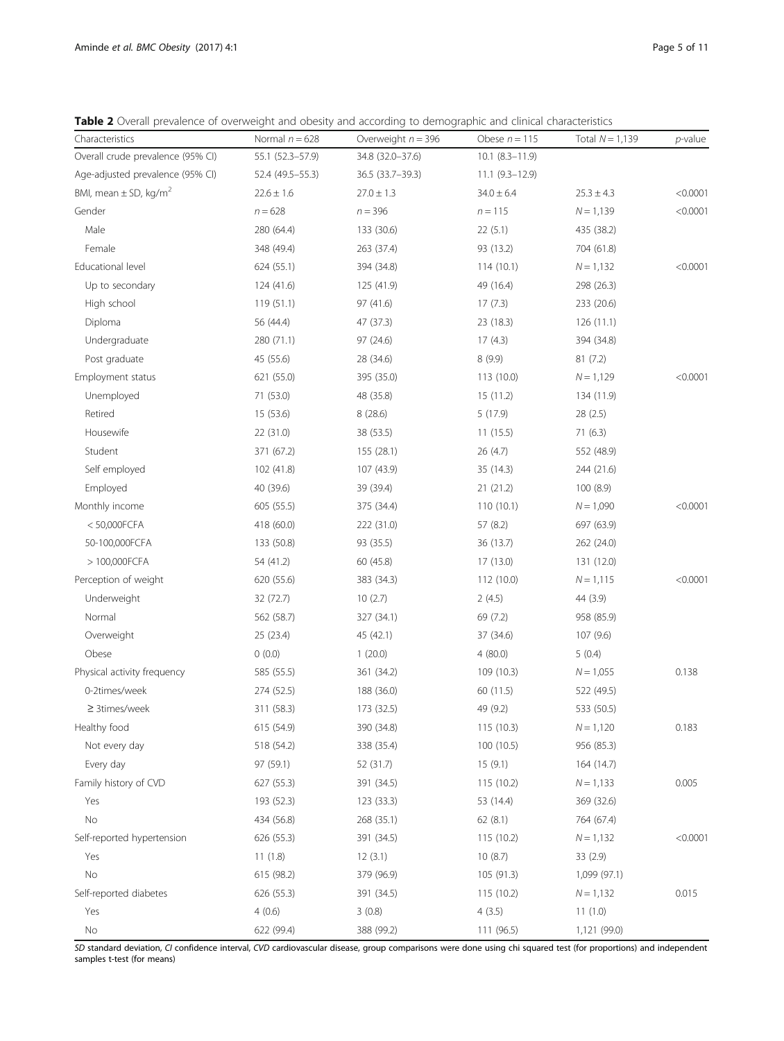**Table 2** Overall prevalence of overweight and obesity and according to demographic and clinical characteristics

| Characteristics | Normal $n = 628$ | Overweight $n = 396$ | Obese $n = 115$ | Total $N = 1,139$ | $p$-value |
|---|---|---|---|---|---|
| Overall crude prevalence (95% CI) | 55.1 (52.3–57.9) | 34.8 (32.0–37.6) | 10.1 (8.3–11.9) | | |
| Age-adjusted prevalence (95% CI) | 52.4 (49.5–55.3) | 36.5 (33.7–39.3) | 11.1 (9.3–12.9) | | |
| BMI, mean ± SD, kg/m$^2$ | 22.6 ± 1.6 | 27.0 ± 1.3 | 34.0 ± 6.4 | 25.3 ± 4.3 | <0.0001 |
| Gender | $n = 628$ | $n = 396$ | $n = 115$ | $N = 1,139$ | <0.0001 |
| Male | 280 (64.4) | 133 (30.6) | 22 (5.1) | 435 (38.2) | |
| Female | 348 (49.4) | 263 (37.4) | 93 (13.2) | 704 (61.8) | |
| Educational level | 624 (55.1) | 394 (34.8) | 114 (10.1) | $N = 1,132$ | <0.0001 |
| Up to secondary | 124 (41.6) | 125 (41.9) | 49 (16.4) | 298 (26.3) | |
| High school | 119 (51.1) | 97 (41.6) | 17 (7.3) | 233 (20.6) | |
| Diploma | 56 (44.4) | 47 (37.3) | 23 (18.3) | 126 (11.1) | |
| Undergraduate | 280 (71.1) | 97 (24.6) | 17 (4.3) | 394 (34.8) | |
| Post graduate | 45 (55.6) | 28 (34.6) | 8 (9.9) | 81 (7.2) | |
| Employment status | 621 (55.0) | 395 (35.0) | 113 (10.0) | $N = 1,129$ | <0.0001 |
| Unemployed | 71 (53.0) | 48 (35.8) | 15 (11.2) | 134 (11.9) | |
| Retired | 15 (53.6) | 8 (28.6) | 5 (17.9) | 28 (2.5) | |
| Housewife | 22 (31.0) | 38 (53.5) | 11 (15.5) | 71 (6.3) | |
| Student | 371 (67.2) | 155 (28.1) | 26 (4.7) | 552 (48.9) | |
| Self employed | 102 (41.8) | 107 (43.9) | 35 (14.3) | 244 (21.6) | |
| Employed | 40 (39.6) | 39 (39.4) | 21 (21.2) | 100 (8.9) | |
| Monthly income | 605 (55.5) | 375 (34.4) | 110 (10.1) | $N = 1,090$ | <0.0001 |
| < 50,000FCFA | 418 (60.0) | 222 (31.0) | 57 (8.2) | 697 (63.9) | |
| 50-100,000FCFA | 133 (50.8) | 93 (35.5) | 36 (13.7) | 262 (24.0) | |
| > 100,000FCFA | 54 (41.2) | 60 (45.8) | 17 (13.0) | 131 (12.0) | |
| Perception of weight | 620 (55.6) | 383 (34.3) | 112 (10.0) | $N = 1,115$ | <0.0001 |
| Underweight | 32 (72.7) | 10 (2.7) | 2 (4.5) | 44 (3.9) | |
| Normal | 562 (58.7) | 327 (34.1) | 69 (7.2) | 958 (85.9) | |
| Overweight | 25 (23.4) | 45 (42.1) | 37 (34.6) | 107 (9.6) | |
| Obese | 0 (0.0) | 1 (20.0) | 4 (80.0) | 5 (0.4) | |
| Physical activity frequency | 585 (55.5) | 361 (34.2) | 109 (10.3) | $N = 1,055$ | 0.138 |
| 0-2times/week | 274 (52.5) | 188 (36.0) | 60 (11.5) | 522 (49.5) | |
| ≥ 3times/week | 311 (58.3) | 173 (32.5) | 49 (9.2) | 533 (50.5) | |
| Healthy food | 615 (54.9) | 390 (34.8) | 115 (10.3) | $N = 1,120$ | 0.183 |
| Not every day | 518 (54.2) | 338 (35.4) | 100 (10.5) | 956 (85.3) | |
| Every day | 97 (59.1) | 52 (31.7) | 15 (9.1) | 164 (14.7) | |
| Family history of CVD | 627 (55.3) | 391 (34.5) | 115 (10.2) | $N = 1,133$ | 0.005 |
| Yes | 193 (52.3) | 123 (33.3) | 53 (14.4) | 369 (32.6) | |
| No | 434 (56.8) | 268 (35.1) | 62 (8.1) | 764 (67.4) | |
| Self-reported hypertension | 626 (55.3) | 391 (34.5) | 115 (10.2) | $N = 1,132$ | <0.0001 |
| Yes | 11 (1.8) | 12 (3.1) | 10 (8.7) | 33 (2.9) | |
| No | 615 (98.2) | 379 (96.9) | 105 (91.3) | 1,099 (97.1) | |
| Self-reported diabetes | 626 (55.3) | 391 (34.5) | 115 (10.2) | $N = 1,132$ | 0.015 |
| Yes | 4 (0.6) | 3 (0.8) | 4 (3.5) | 11 (1.0) | |
| No | 622 (99.4) | 388 (99.2) | 111 (96.5) | 1,121 (99.0) | |

*SD* standard deviation, *CI* confidence interval, *CVD* cardiovascular disease, group comparisons were done using chi squared test (for proportions) and independent samples t-test (for means)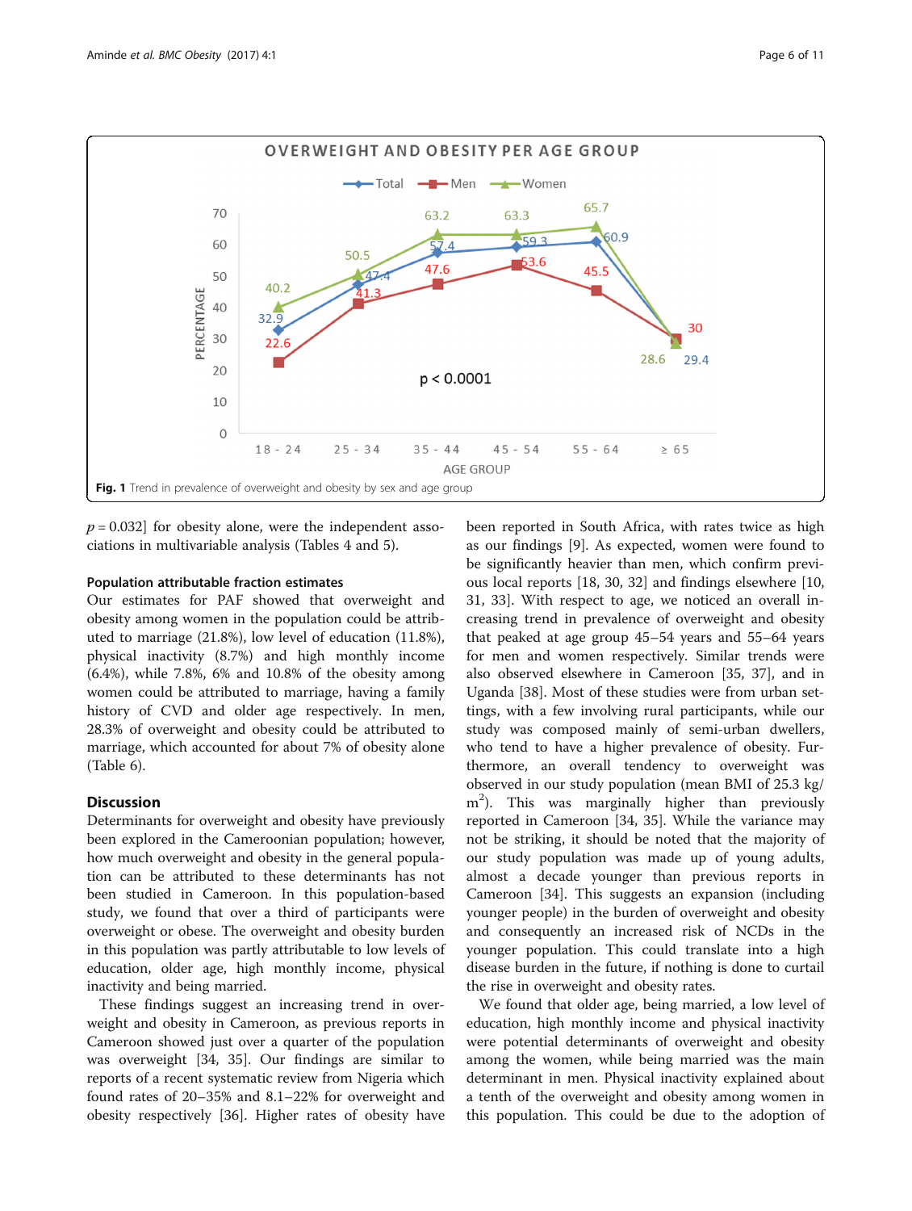OVERWEIGHT AND OBESITY PER AGE GROUP

Total Men Women

PERCENTAGE

70
60
50
40
30
20
10
0

18 - 24 25 - 34 35 - 44 45 - 54 55 - 64 ≥ 65

AGE GROUP

40.2 50.5 63.2 63.3 65.7 28.6

32.9 47.4 57.4 59.3 60.9 29.4

22.6 41.3 47.6 53.6 45.5 30

p < 0.0001

**Fig. 1** Trend in prevalence of overweight and obesity by sex and age group

$p = 0.032$] for obesity alone, were the independent associations in multivariable analysis (Tables 4 and 5).

### Population attributable fraction estimates

Our estimates for PAF showed that overweight and obesity among women in the population could be attributed to marriage (21.8%), low level of education (11.8%), physical inactivity (8.7%) and high monthly income (6.4%), while 7.8%, 6% and 10.8% of the obesity among women could be attributed to marriage, having a family history of CVD and older age respectively. In men, 28.3% of overweight and obesity could be attributed to marriage, which accounted for about 7% of obesity alone (Table 6).

## Discussion

Determinants for overweight and obesity have previously been explored in the Cameroonian population; however, how much overweight and obesity in the general population can be attributed to these determinants has not been studied in Cameroon. In this population-based study, we found that over a third of participants were overweight or obese. The overweight and obesity burden in this population was partly attributable to low levels of education, older age, high monthly income, physical inactivity and being married.

These findings suggest an increasing trend in overweight and obesity in Cameroon, as previous reports in Cameroon showed just over a quarter of the population was overweight [34, 35]. Our findings are similar to reports of a recent systematic review from Nigeria which found rates of 20–35% and 8.1–22% for overweight and obesity respectively [36]. Higher rates of obesity have been reported in South Africa, with rates twice as high as our findings [9]. As expected, women were found to be significantly heavier than men, which confirm previous local reports [18, 30, 32] and findings elsewhere [10, 31, 33]. With respect to age, we noticed an overall increasing trend in prevalence of overweight and obesity that peaked at age group 45–54 years and 55–64 years for men and women respectively. Similar trends were also observed elsewhere in Cameroon [35, 37], and in Uganda [38]. Most of these studies were from urban settings, with a few involving rural participants, while our study was composed mainly of semi-urban dwellers, who tend to have a higher prevalence of obesity. Furthermore, an overall tendency to overweight was observed in our study population (mean BMI of 25.3 kg/m$^2$). This was marginally higher than previously reported in Cameroon [34, 35]. While the variance may not be striking, it should be noted that the majority of our study population was made up of young adults, almost a decade younger than previous reports in Cameroon [34]. This suggests an expansion (including younger people) in the burden of overweight and obesity and consequently an increased risk of NCDs in the younger population. This could translate into a high disease burden in the future, if nothing is done to curtail the rise in overweight and obesity rates.

We found that older age, being married, a low level of education, high monthly income and physical inactivity were potential determinants of overweight and obesity among the women, while being married was the main determinant in men. Physical inactivity explained about a tenth of the overweight and obesity among women in this population. This could be due to the adoption of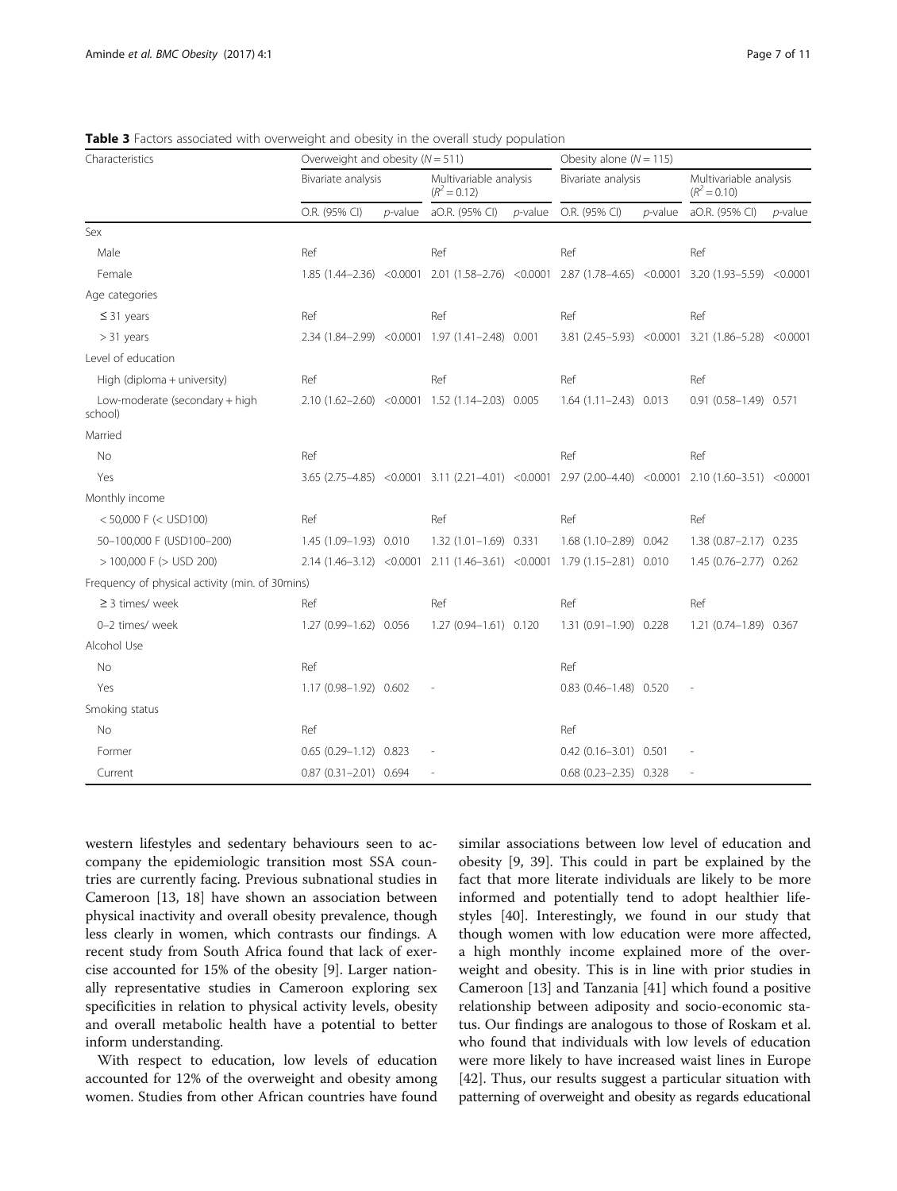**Table 3** Factors associated with overweight and obesity in the overall study population

| Characteristics | Overweight and obesity ($N = 511$) | | | | Obesity alone ($N = 115$) | | | |
|---|---|---|---|---|---|---|---|---|
| | Bivariate analysis | | Multivariable analysis ($R^2 = 0.12$) | | Bivariate analysis | | Multivariable analysis ($R^2 = 0.10$) | |
| | O.R. (95% CI) | *p*-value | aO.R. (95% CI) | *p*-value | O.R. (95% CI) | *p*-value | aO.R. (95% CI) | *p*-value |
| Sex | | | | | | | | |
| Male | Ref | | Ref | | Ref | | Ref | |
| Female | 1.85 (1.44–2.36) | <0.0001 | 2.01 (1.58–2.76) | <0.0001 | 2.87 (1.78–4.65) | <0.0001 | 3.20 (1.93–5.59) | <0.0001 |
| Age categories | | | | | | | | |
| ≤ 31 years | Ref | | Ref | | Ref | | Ref | |
| > 31 years | 2.34 (1.84–2.99) | <0.0001 | 1.97 (1.41–2.48) | 0.001 | 3.81 (2.45–5.93) | <0.0001 | 3.21 (1.86–5.28) | <0.0001 |
| Level of education | | | | | | | | |
| High (diploma + university) | Ref | | Ref | | Ref | | Ref | |
| Low-moderate (secondary + high school) | 2.10 (1.62–2.60) | <0.0001 | 1.52 (1.14–2.03) | 0.005 | 1.64 (1.11–2.43) | 0.013 | 0.91 (0.58–1.49) | 0.571 |
| Married | | | | | | | | |
| No | Ref | | | | Ref | | Ref | |
| Yes | 3.65 (2.75–4.85) | <0.0001 | 3.11 (2.21–4.01) | <0.0001 | 2.97 (2.00–4.40) | <0.0001 | 2.10 (1.60–3.51) | <0.0001 |
| Monthly income | | | | | | | | |
| < 50,000 F (< USD100) | Ref | | Ref | | Ref | | Ref | |
| 50–100,000 F (USD100–200) | 1.45 (1.09–1.93) | 0.010 | 1.32 (1.01–1.69) | 0.331 | 1.68 (1.10–2.89) | 0.042 | 1.38 (0.87–2.17) | 0.235 |
| > 100,000 F (> USD 200) | 2.14 (1.46–3.12) | <0.0001 | 2.11 (1.46–3.61) | <0.0001 | 1.79 (1.15–2.81) | 0.010 | 1.45 (0.76–2.77) | 0.262 |
| Frequency of physical activity (min. of 30mins) | | | | | | | | |
| ≥ 3 times/ week | Ref | | Ref | | Ref | | Ref | |
| 0–2 times/ week | 1.27 (0.99–1.62) | 0.056 | 1.27 (0.94–1.61) | 0.120 | 1.31 (0.91–1.90) | 0.228 | 1.21 (0.74–1.89) | 0.367 |
| Alcohol Use | | | | | | | | |
| No | Ref | | | | Ref | | | |
| Yes | 1.17 (0.98–1.92) | 0.602 | - | | 0.83 (0.46–1.48) | 0.520 | - | |
| Smoking status | | | | | | | | |
| No | Ref | | | | Ref | | | |
| Former | 0.65 (0.29–1.12) | 0.823 | - | | 0.42 (0.16–3.01) | 0.501 | - | |
| Current | 0.87 (0.31–2.01) | 0.694 | - | | 0.68 (0.23–2.35) | 0.328 | - | |

western lifestyles and sedentary behaviours seen to accompany the epidemiologic transition most SSA countries are currently facing. Previous subnational studies in Cameroon [13, 18] have shown an association between physical inactivity and overall obesity prevalence, though less clearly in women, which contrasts our findings. A recent study from South Africa found that lack of exercise accounted for 15% of the obesity [9]. Larger nationally representative studies in Cameroon exploring sex specificities in relation to physical activity levels, obesity and overall metabolic health have a potential to better inform understanding.

With respect to education, low levels of education accounted for 12% of the overweight and obesity among women. Studies from other African countries have found similar associations between low level of education and obesity [9, 39]. This could in part be explained by the fact that more literate individuals are likely to be more informed and potentially tend to adopt healthier lifestyles [40]. Interestingly, we found in our study that though women with low education were more affected, a high monthly income explained more of the overweight and obesity. This is in line with prior studies in Cameroon [13] and Tanzania [41] which found a positive relationship between adiposity and socio-economic status. Our findings are analogous to those of Roskam et al. who found that individuals with low levels of education were more likely to have increased waist lines in Europe [42]. Thus, our results suggest a particular situation with patterning of overweight and obesity as regards educational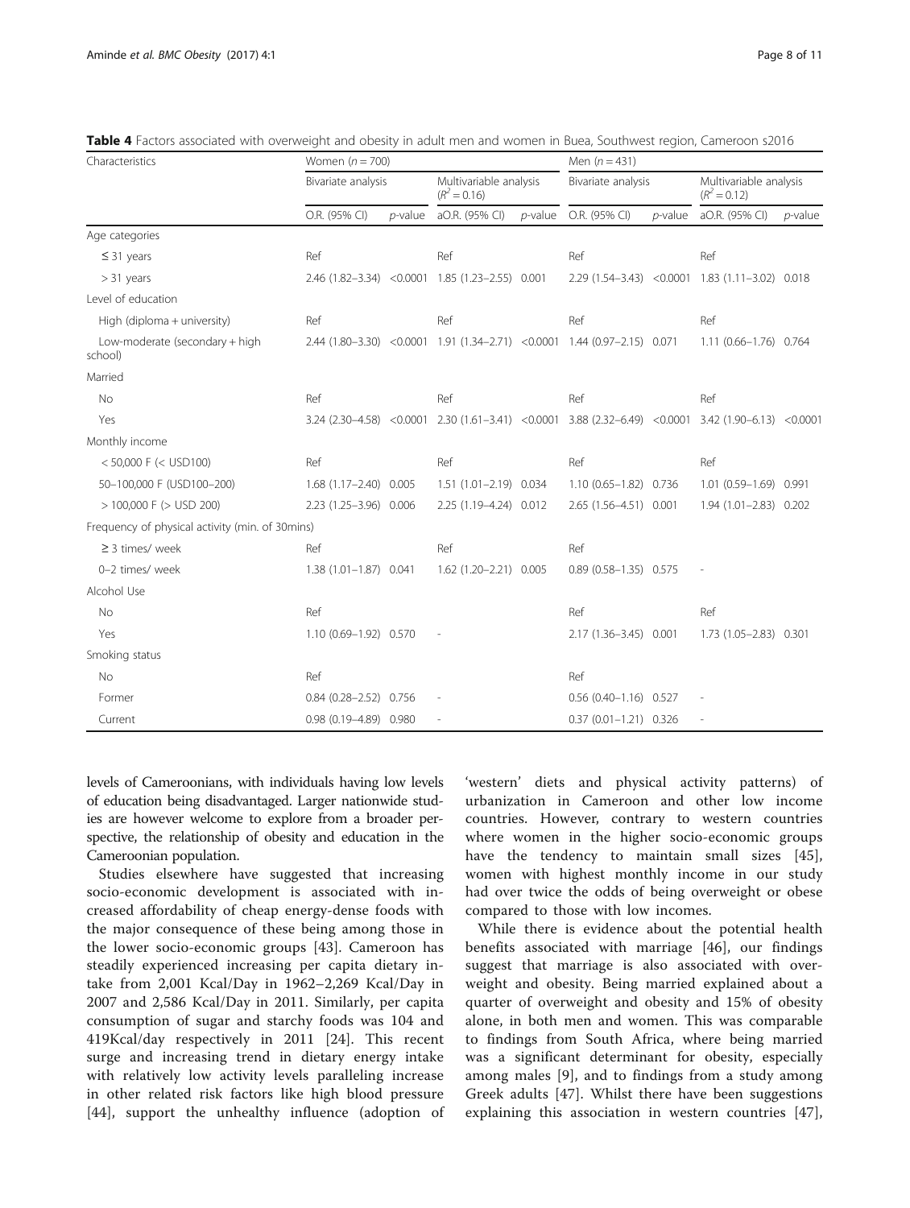**Table 4** Factors associated with overweight and obesity in adult men and women in Buea, Southwest region, Cameroon s2016

| Characteristics | Women ($n = 700$) | | | | Men ($n = 431$) | | | |
|---|---|---|---|---|---|---|---|---|
| | Bivariate analysis | | Multivariable analysis ($R^2 = 0.16$) | | Bivariate analysis | | Multivariable analysis ($R^2 = 0.12$) | |
| | O.R. (95% CI) | *p*-value | aO.R. (95% CI) | *p*-value | O.R. (95% CI) | *p*-value | aO.R. (95% CI) | *p*-value |
| Age categories | | | | | | | | |
| ≤ 31 years | Ref | | Ref | | Ref | | Ref | |
| > 31 years | 2.46 (1.82–3.34) | <0.0001 | 1.85 (1.23–2.55) | 0.001 | 2.29 (1.54–3.43) | <0.0001 | 1.83 (1.11–3.02) | 0.018 |
| Level of education | | | | | | | | |
| High (diploma + university) | Ref | | Ref | | Ref | | Ref | |
| Low-moderate (secondary + high school) | 2.44 (1.80–3.30) | <0.0001 | 1.91 (1.34–2.71) | <0.0001 | 1.44 (0.97–2.15) | 0.071 | 1.11 (0.66–1.76) | 0.764 |
| Married | | | | | | | | |
| No | Ref | | Ref | | Ref | | Ref | |
| Yes | 3.24 (2.30–4.58) | <0.0001 | 2.30 (1.61–3.41) | <0.0001 | 3.88 (2.32–6.49) | <0.0001 | 3.42 (1.90–6.13) | <0.0001 |
| Monthly income | | | | | | | | |
| < 50,000 F (< USD100) | Ref | | Ref | | Ref | | Ref | |
| 50–100,000 F (USD100–200) | 1.68 (1.17–2.40) | 0.005 | 1.51 (1.01–2.19) | 0.034 | 1.10 (0.65–1.82) | 0.736 | 1.01 (0.59–1.69) | 0.991 |
| > 100,000 F (> USD 200) | 2.23 (1.25–3.96) | 0.006 | 2.25 (1.19–4.24) | 0.012 | 2.65 (1.56–4.51) | 0.001 | 1.94 (1.01–2.83) | 0.202 |
| Frequency of physical activity (min. of 30mins) | | | | | | | | |
| ≥ 3 times/ week | Ref | | Ref | | Ref | | | |
| 0–2 times/ week | 1.38 (1.01–1.87) | 0.041 | 1.62 (1.20–2.21) | 0.005 | 0.89 (0.58–1.35) | 0.575 | - | |
| Alcohol Use | | | | | | | | |
| No | Ref | | | | Ref | | Ref | |
| Yes | 1.10 (0.69–1.92) | 0.570 | - | | 2.17 (1.36–3.45) | 0.001 | 1.73 (1.05–2.83) | 0.301 |
| Smoking status | | | | | | | | |
| No | Ref | | | | Ref | | | |
| Former | 0.84 (0.28–2.52) | 0.756 | - | | 0.56 (0.40–1.16) | 0.527 | - | |
| Current | 0.98 (0.19–4.89) | 0.980 | - | | 0.37 (0.01–1.21) | 0.326 | - | |

levels of Cameroonians, with individuals having low levels of education being disadvantaged. Larger nationwide studies are however welcome to explore from a broader perspective, the relationship of obesity and education in the Cameroonian population.

Studies elsewhere have suggested that increasing socio-economic development is associated with increased affordability of cheap energy-dense foods with the major consequence of these being among those in the lower socio-economic groups [43]. Cameroon has steadily experienced increasing per capita dietary intake from 2,001 Kcal/Day in 1962–2,269 Kcal/Day in 2007 and 2,586 Kcal/Day in 2011. Similarly, per capita consumption of sugar and starchy foods was 104 and 419Kcal/day respectively in 2011 [24]. This recent surge and increasing trend in dietary energy intake with relatively low activity levels paralleling increase in other related risk factors like high blood pressure [44], support the unhealthy influence (adoption of 'western' diets and physical activity patterns) of urbanization in Cameroon and other low income countries. However, contrary to western countries where women in the higher socio-economic groups have the tendency to maintain small sizes [45], women with highest monthly income in our study had over twice the odds of being overweight or obese compared to those with low incomes.

While there is evidence about the potential health benefits associated with marriage [46], our findings suggest that marriage is also associated with overweight and obesity. Being married explained about a quarter of overweight and obesity and 15% of obesity alone, in both men and women. This was comparable to findings from South Africa, where being married was a significant determinant for obesity, especially among males [9], and to findings from a study among Greek adults [47]. Whilst there have been suggestions explaining this association in western countries [47],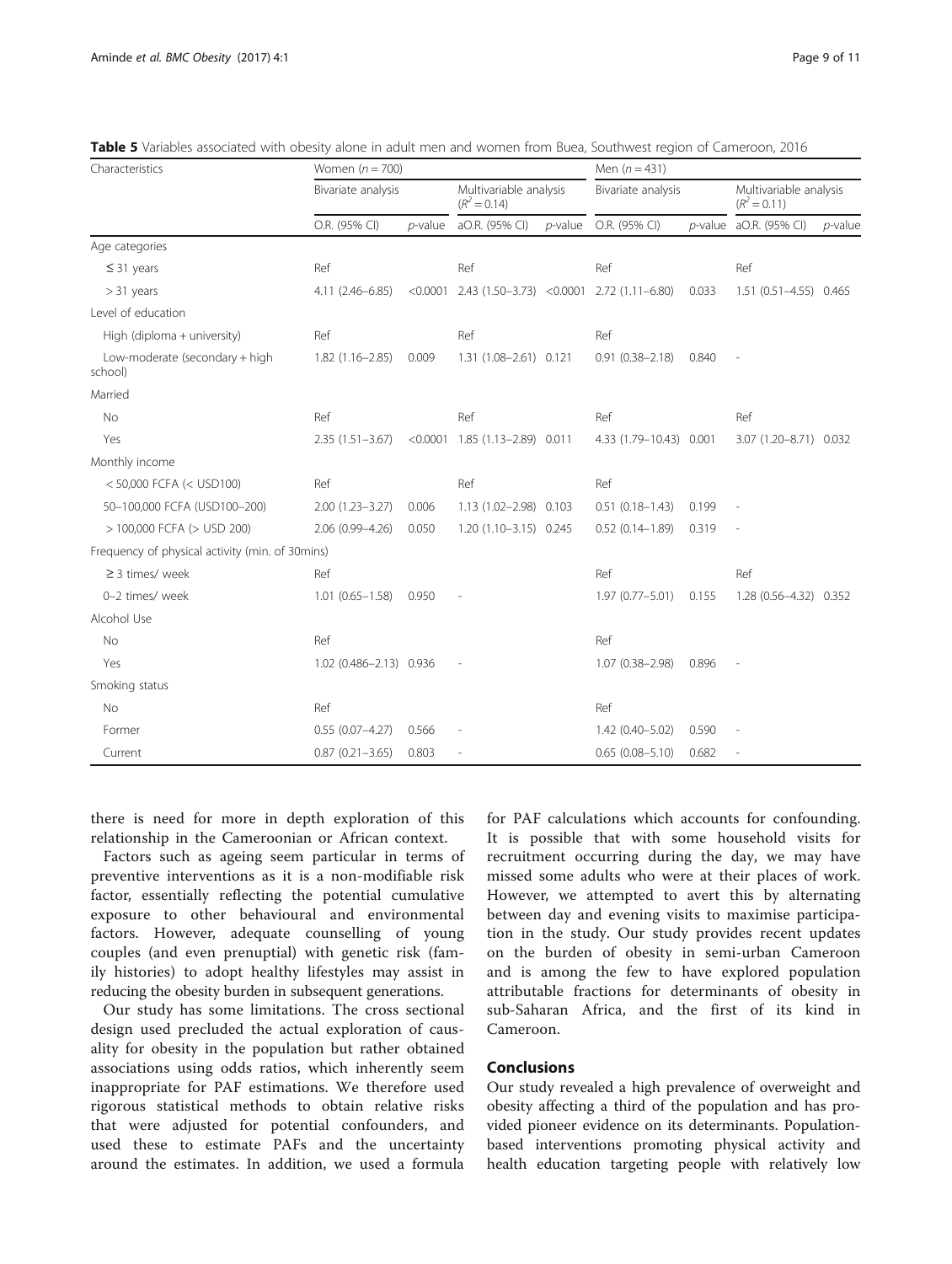**Table 5** Variables associated with obesity alone in adult men and women from Buea, Southwest region of Cameroon, 2016

| Characteristics | Women ($n = 700$) | | | | Men ($n = 431$) | | | |
|---|---|---|---|---|---|---|---|---|
| | Bivariate analysis | | Multivariable analysis ($R^2 = 0.14$) | | Bivariate analysis | | Multivariable analysis ($R^2 = 0.11$) | |
| | O.R. (95% CI) | *p*-value | aO.R. (95% CI) | *p*-value | O.R. (95% CI) | *p*-value | aO.R. (95% CI) | *p*-value |
| Age categories | | | | | | | | |
| ≤ 31 years | Ref | | Ref | | Ref | | Ref | |
| > 31 years | 4.11 (2.46–6.85) | <0.0001 | 2.43 (1.50–3.73) | <0.0001 | 2.72 (1.11–6.80) | 0.033 | 1.51 (0.51–4.55) | 0.465 |
| Level of education | | | | | | | | |
| High (diploma + university) | Ref | | Ref | | Ref | | | |
| Low-moderate (secondary + high school) | 1.82 (1.16–2.85) | 0.009 | 1.31 (1.08–2.61) | 0.121 | 0.91 (0.38–2.18) | 0.840 | - | |
| Married | | | | | | | | |
| No | Ref | | Ref | | Ref | | Ref | |
| Yes | 2.35 (1.51–3.67) | <0.0001 | 1.85 (1.13–2.89) | 0.011 | 4.33 (1.79–10.43) | 0.001 | 3.07 (1.20–8.71) | 0.032 |
| Monthly income | | | | | | | | |
| < 50,000 FCFA (< USD100) | Ref | | Ref | | Ref | | | |
| 50–100,000 FCFA (USD100–200) | 2.00 (1.23–3.27) | 0.006 | 1.13 (1.02–2.98) | 0.103 | 0.51 (0.18–1.43) | 0.199 | - | |
| > 100,000 FCFA (> USD 200) | 2.06 (0.99–4.26) | 0.050 | 1.20 (1.10–3.15) | 0.245 | 0.52 (0.14–1.89) | 0.319 | - | |
| Frequency of physical activity (min. of 30mins) | | | | | | | | |
| ≥ 3 times/ week | Ref | | | | Ref | | Ref | |
| 0–2 times/ week | 1.01 (0.65–1.58) | 0.950 | - | | 1.97 (0.77–5.01) | 0.155 | 1.28 (0.56–4.32) | 0.352 |
| Alcohol Use | | | | | | | | |
| No | Ref | | | | Ref | | | |
| Yes | 1.02 (0.486–2.13) | 0.936 | - | | 1.07 (0.38–2.98) | 0.896 | - | |
| Smoking status | | | | | | | | |
| No | Ref | | | | Ref | | | |
| Former | 0.55 (0.07–4.27) | 0.566 | - | | 1.42 (0.40–5.02) | 0.590 | - | |
| Current | 0.87 (0.21–3.65) | 0.803 | - | | 0.65 (0.08–5.10) | 0.682 | - | |

there is need for more in depth exploration of this relationship in the Cameroonian or African context.

Factors such as ageing seem particular in terms of preventive interventions as it is a non-modifiable risk factor, essentially reflecting the potential cumulative exposure to other behavioural and environmental factors. However, adequate counselling of young couples (and even prenuptial) with genetic risk (family histories) to adopt healthy lifestyles may assist in reducing the obesity burden in subsequent generations.

Our study has some limitations. The cross sectional design used precluded the actual exploration of causality for obesity in the population but rather obtained associations using odds ratios, which inherently seem inappropriate for PAF estimations. We therefore used rigorous statistical methods to obtain relative risks that were adjusted for potential confounders, and used these to estimate PAFs and the uncertainty around the estimates. In addition, we used a formula for PAF calculations which accounts for confounding. It is possible that with some household visits for recruitment occurring during the day, we may have missed some adults who were at their places of work. However, we attempted to avert this by alternating between day and evening visits to maximise participation in the study. Our study provides recent updates on the burden of obesity in semi-urban Cameroon and is among the few to have explored population attributable fractions for determinants of obesity in sub-Saharan Africa, and the first of its kind in Cameroon.

## Conclusions

Our study revealed a high prevalence of overweight and obesity affecting a third of the population and has provided pioneer evidence on its determinants. Population-based interventions promoting physical activity and health education targeting people with relatively low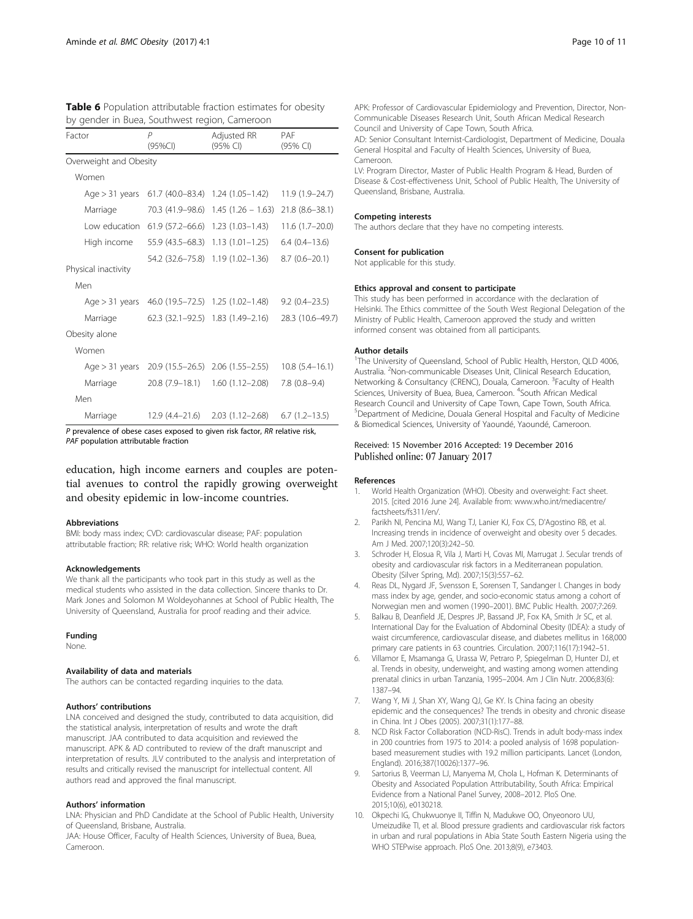**Table 6** Population attributable fraction estimates for obesity by gender in Buea, Southwest region, Cameroon

| Factor | P (95%CI) | Adjusted RR (95% CI) | PAF (95% CI) |
|---|---|---|---|
| Overweight and Obesity | | | |
| Women | | | |
| Age > 31 years | 61.7 (40.0–83.4) | 1.24 (1.05–1.42) | 11.9 (1.9–24.7) |
| Marriage | 70.3 (41.9–98.6) | 1.45 (1.26 – 1.63) | 21.8 (8.6–38.1) |
| Low education | 61.9 (57.2–66.6) | 1.23 (1.03–1.43) | 11.6 (1.7–20.0) |
| High income | 55.9 (43.5–68.3) | 1.13 (1.01–1.25) | 6.4 (0.4–13.6) |
| | 54.2 (32.6–75.8) | 1.19 (1.02–1.36) | 8.7 (0.6–20.1) |
| Physical inactivity | | | |
| Men | | | |
| Age > 31 years | 46.0 (19.5–72.5) | 1.25 (1.02–1.48) | 9.2 (0.4–23.5) |
| Marriage | 62.3 (32.1–92.5) | 1.83 (1.49–2.16) | 28.3 (10.6–49.7) |
| Obesity alone | | | |
| Women | | | |
| Age > 31 years | 20.9 (15.5–26.5) | 2.06 (1.55–2.55) | 10.8 (5.4–16.1) |
| Marriage | 20.8 (7.9–18.1) | 1.60 (1.12–2.08) | 7.8 (0.8–9.4) |
| Men | | | |
| Marriage | 12.9 (4.4–21.6) | 2.03 (1.12–2.68) | 6.7 (1.2–13.5) |

*P* prevalence of obese cases exposed to given risk factor, *RR* relative risk, *PAF* population attributable fraction

education, high income earners and couples are potential avenues to control the rapidly growing overweight and obesity epidemic in low-income countries.

#### Abbreviations

BMI: body mass index; CVD: cardiovascular disease; PAF: population attributable fraction; RR: relative risk; WHO: World health organization

#### Acknowledgements

We thank all the participants who took part in this study as well as the medical students who assisted in the data collection. Sincere thanks to Dr. Mark Jones and Solomon M Woldeyohannes at School of Public Health, The University of Queensland, Australia for proof reading and their advice.

#### Funding

None.

#### Availability of data and materials

The authors can be contacted regarding inquiries to the data.

#### Authors' contributions

LNA conceived and designed the study, contributed to data acquisition, did the statistical analysis, interpretation of results and wrote the draft manuscript. JAA contributed to data acquisition and reviewed the manuscript. APK & AD contributed to review of the draft manuscript and interpretation of results. JLV contributed to the analysis and interpretation of results and critically revised the manuscript for intellectual content. All authors read and approved the final manuscript.

#### Authors' information

LNA: Physician and PhD Candidate at the School of Public Health, University of Queensland, Brisbane, Australia.

JAA: House Officer, Faculty of Health Sciences, University of Buea, Buea, Cameroon.

APK: Professor of Cardiovascular Epidemiology and Prevention, Director, Non-Communicable Diseases Research Unit, South African Medical Research Council and University of Cape Town, South Africa.

AD: Senior Consultant Internist-Cardiologist, Department of Medicine, Douala General Hospital and Faculty of Health Sciences, University of Buea, Cameroon.

LV: Program Director, Master of Public Health Program & Head, Burden of Disease & Cost-effectiveness Unit, School of Public Health, The University of Queensland, Brisbane, Australia.

#### Competing interests

The authors declare that they have no competing interests.

#### Consent for publication

Not applicable for this study.

#### Ethics approval and consent to participate

This study has been performed in accordance with the declaration of Helsinki. The Ethics committee of the South West Regional Delegation of the Ministry of Public Health, Cameroon approved the study and written informed consent was obtained from all participants.

#### Author details

[1]The University of Queensland, School of Public Health, Herston, QLD 4006, Australia. [2]Non-communicable Diseases Unit, Clinical Research Education, Networking & Consultancy (CRENC), Douala, Cameroon. [3]Faculty of Health Sciences, University of Buea, Buea, Cameroon. [4]South African Medical Research Council and University of Cape Town, Cape Town, South Africa. [5]Department of Medicine, Douala General Hospital and Faculty of Medicine & Biomedical Sciences, University of Yaoundé, Yaoundé, Cameroon.

Received: 15 November 2016 Accepted: 19 December 2016
Published online: 07 January 2017

#### References

1. World Health Organization (WHO). Obesity and overweight: Fact sheet. 2015. [cited 2016 June 24]. Available from: www.who.int/mediacentre/factsheets/fs311/en/.
2. Parikh NI, Pencina MJ, Wang TJ, Lanier KJ, Fox CS, D'Agostino RB, et al. Increasing trends in incidence of overweight and obesity over 5 decades. Am J Med. 2007;120(3):242–50.
3. Schroder H, Elosua R, Vila J, Marti H, Covas MI, Marrugat J. Secular trends of obesity and cardiovascular risk factors in a Mediterranean population. Obesity (Silver Spring, Md). 2007;15(3):557–62.
4. Reas DL, Nygard JF, Svensson E, Sorensen T, Sandanger I. Changes in body mass index by age, gender, and socio-economic status among a cohort of Norwegian men and women (1990–2001). BMC Public Health. 2007;7:269.
5. Balkau B, Deanfield JE, Despres JP, Bassand JP, Fox KA, Smith Jr SC, et al. International Day for the Evaluation of Abdominal Obesity (IDEA): a study of waist circumference, cardiovascular disease, and diabetes mellitus in 168,000 primary care patients in 63 countries. Circulation. 2007;116(17):1942–51.
6. Villamor E, Msamanga G, Urassa W, Petraro P, Spiegelman D, Hunter DJ, et al. Trends in obesity, underweight, and wasting among women attending prenatal clinics in urban Tanzania, 1995–2004. Am J Clin Nutr. 2006;83(6):1387–94.
7. Wang Y, Mi J, Shan XY, Wang QJ, Ge KY. Is China facing an obesity epidemic and the consequences? The trends in obesity and chronic disease in China. Int J Obes (2005). 2007;31(1):177–88.
8. NCD Risk Factor Collaboration (NCD-RisC). Trends in adult body-mass index in 200 countries from 1975 to 2014: a pooled analysis of 1698 population-based measurement studies with 19.2 million participants. Lancet (London, England). 2016;387(10026):1377–96.
9. Sartorius B, Veerman LJ, Manyema M, Chola L, Hofman K. Determinants of Obesity and Associated Population Attributability, South Africa: Empirical Evidence from a National Panel Survey, 2008–2012. PloS One. 2015;10(6), e0130218.
10. Okpechi IG, Chukwuonye II, Tiffin N, Madukwe OO, Onyeonoro UU, Umeizudike TI, et al. Blood pressure gradients and cardiovascular risk factors in urban and rural populations in Abia State South Eastern Nigeria using the WHO STEPwise approach. PloS One. 2013;8(9), e73403.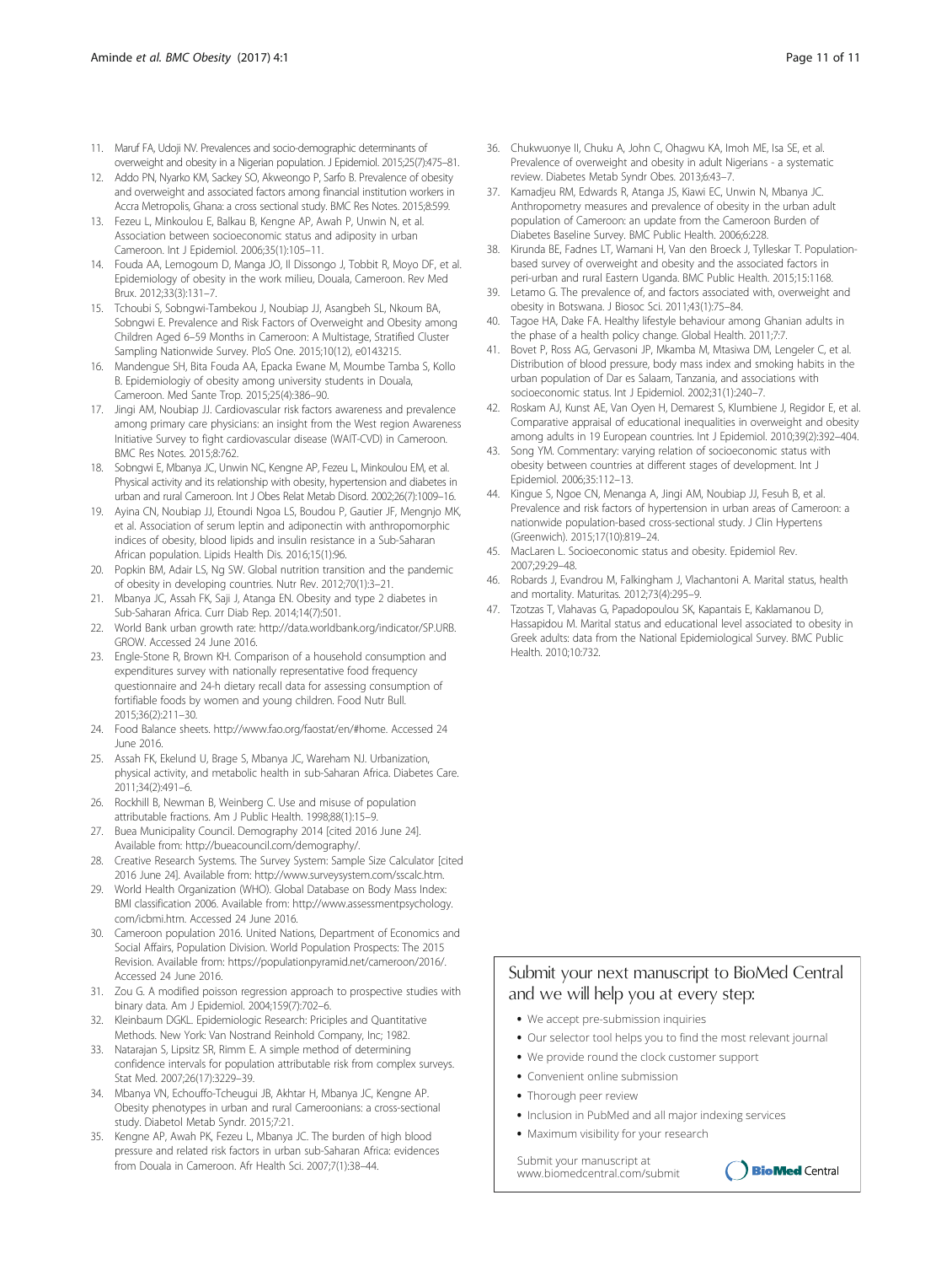11. Maruf FA, Udoji NV. Prevalences and socio-demographic determinants of overweight and obesity in a Nigerian population. J Epidemiol. 2015;25(7):475–81.
12. Addo PN, Nyarko KM, Sackey SO, Akweongo P, Sarfo B. Prevalence of obesity and overweight and associated factors among financial institution workers in Accra Metropolis, Ghana: a cross sectional study. BMC Res Notes. 2015;8:599.
13. Fezeu L, Minkoulou E, Balkau B, Kengne AP, Awah P, Unwin N, et al. Association between socioeconomic status and adiposity in urban Cameroon. Int J Epidemiol. 2006;35(1):105–11.
14. Fouda AA, Lemogoum D, Manga JO, Il Dissongo J, Tobbit R, Moyo DF, et al. Epidemiology of obesity in the work milieu, Douala, Cameroon. Rev Med Brux. 2012;33(3):131–7.
15. Tchoubi S, Sobngwi-Tambekou J, Noubiap JJ, Asangbeh SL, Nkoum BA, Sobngwi E. Prevalence and Risk Factors of Overweight and Obesity among Children Aged 6–59 Months in Cameroon: A Multistage, Stratified Cluster Sampling Nationwide Survey. PloS One. 2015;10(12), e0143215.
16. Mandengue SH, Bita Fouda AA, Epacka Ewane M, Moumbe Tamba S, Kollo B. Epidemiologiy of obesity among university students in Douala, Cameroon. Med Sante Trop. 2015;25(4):386–90.
17. Jingi AM, Noubiap JJ. Cardiovascular risk factors awareness and prevalence among primary care physicians: an insight from the West region Awareness Initiative Survey to fight cardiovascular disease (WAIT-CVD) in Cameroon. BMC Res Notes. 2015;8:762.
18. Sobngwi E, Mbanya JC, Unwin NC, Kengne AP, Fezeu L, Minkoulou EM, et al. Physical activity and its relationship with obesity, hypertension and diabetes in urban and rural Cameroon. Int J Obes Relat Metab Disord. 2002;26(7):1009–16.
19. Ayina CN, Noubiap JJ, Etoundi Ngoa LS, Boudou P, Gautier JF, Mengnjo MK, et al. Association of serum leptin and adiponectin with anthropomorphic indices of obesity, blood lipids and insulin resistance in a Sub-Saharan African population. Lipids Health Dis. 2016;15(1):96.
20. Popkin BM, Adair LS, Ng SW. Global nutrition transition and the pandemic of obesity in developing countries. Nutr Rev. 2012;70(1):3–21.
21. Mbanya JC, Assah FK, Saji J, Atanga EN. Obesity and type 2 diabetes in Sub-Saharan Africa. Curr Diab Rep. 2014;14(7):501.
22. World Bank urban growth rate: http://data.worldbank.org/indicator/SP.URB.GROW. Accessed 24 June 2016.
23. Engle-Stone R, Brown KH. Comparison of a household consumption and expenditures survey with nationally representative food frequency questionnaire and 24-h dietary recall data for assessing consumption of fortifiable foods by women and young children. Food Nutr Bull. 2015;36(2):211–30.
24. Food Balance sheets. http://www.fao.org/faostat/en/#home. Accessed 24 June 2016.
25. Assah FK, Ekelund U, Brage S, Mbanya JC, Wareham NJ. Urbanization, physical activity, and metabolic health in sub-Saharan Africa. Diabetes Care. 2011;34(2):491–6.
26. Rockhill B, Newman B, Weinberg C. Use and misuse of population attributable fractions. Am J Public Health. 1998;88(1):15–9.
27. Buea Municipality Council. Demography 2014 [cited 2016 June 24]. Available from: http://bueacouncil.com/demography/.
28. Creative Research Systems. The Survey System: Sample Size Calculator [cited 2016 June 24]. Available from: http://www.surveysystem.com/sscalc.htm.
29. World Health Organization (WHO). Global Database on Body Mass Index: BMI classification 2006. Available from: http://www.assessmentpsychology.com/icbmi.htm. Accessed 24 June 2016.
30. Cameroon population 2016. United Nations, Department of Economics and Social Affairs, Population Division. World Population Prospects: The 2015 Revision. Available from: https://populationpyramid.net/cameroon/2016/. Accessed 24 June 2016.
31. Zou G. A modified poisson regression approach to prospective studies with binary data. Am J Epidemiol. 2004;159(7):702–6.
32. Kleinbaum DGKL. Epidemiologic Research: Priciples and Quantitative Methods. New York: Van Nostrand Reinhold Company, Inc; 1982.
33. Natarajan S, Lipsitz SR, Rimm E. A simple method of determining confidence intervals for population attributable risk from complex surveys. Stat Med. 2007;26(17):3229–39.
34. Mbanya VN, Echouffo-Tcheugui JB, Akhtar H, Mbanya JC, Kengne AP. Obesity phenotypes in urban and rural Cameroonians: a cross-sectional study. Diabetol Metab Syndr. 2015;7:21.
35. Kengne AP, Awah PK, Fezeu L, Mbanya JC. The burden of high blood pressure and related risk factors in urban sub-Saharan Africa: evidences from Douala in Cameroon. Afr Health Sci. 2007;7(1):38–44.
36. Chukwuonye II, Chuku A, John C, Ohagwu KA, Imoh ME, Isa SE, et al. Prevalence of overweight and obesity in adult Nigerians - a systematic review. Diabetes Metab Syndr Obes. 2013;6:43–7.
37. Kamadjeu RM, Edwards R, Atanga JS, Kiawi EC, Unwin N, Mbanya JC. Anthropometry measures and prevalence of obesity in the urban adult population of Cameroon: an update from the Cameroon Burden of Diabetes Baseline Survey. BMC Public Health. 2006;6:228.
38. Kirunda BE, Fadnes LT, Wamani H, Van den Broeck J, Tylleskar T. Population-based survey of overweight and obesity and the associated factors in peri-urban and rural Eastern Uganda. BMC Public Health. 2015;15:1168.
39. Letamo G. The prevalence of, and factors associated with, overweight and obesity in Botswana. J Biosoc Sci. 2011;43(1):75–84.
40. Tagoe HA, Dake FA. Healthy lifestyle behaviour among Ghanian adults in the phase of a health policy change. Global Health. 2011;7:7.
41. Bovet P, Ross AG, Gervasoni JP, Mkamba M, Mtasiwa DM, Lengeler C, et al. Distribution of blood pressure, body mass index and smoking habits in the urban population of Dar es Salaam, Tanzania, and associations with socioeconomic status. Int J Epidemiol. 2002;31(1):240–7.
42. Roskam AJ, Kunst AE, Van Oyen H, Demarest S, Klumbiene J, Regidor E, et al. Comparative appraisal of educational inequalities in overweight and obesity among adults in 19 European countries. Int J Epidemiol. 2010;39(2):392–404.
43. Song YM. Commentary: varying relation of socioeconomic status with obesity between countries at different stages of development. Int J Epidemiol. 2006;35:112–13.
44. Kingue S, Ngoe CN, Menanga A, Jingi AM, Noubiap JJ, Fesuh B, et al. Prevalence and risk factors of hypertension in urban areas of Cameroon: a nationwide population-based cross-sectional study. J Clin Hypertens (Greenwich). 2015;17(10):819–24.
45. MacLaren L. Socioeconomic status and obesity. Epidemiol Rev. 2007;29:29–48.
46. Robards J, Evandrou M, Falkingham J, Vlachantoni A. Marital status, health and mortality. Maturitas. 2012;73(4):295–9.
47. Tzotzas T, Vlahavas G, Papadopoulou SK, Kapantais E, Kaklamanou D, Hassapidou M. Marital status and educational level associated to obesity in Greek adults: data from the National Epidemiological Survey. BMC Public Health. 2010;10:732.

Submit your next manuscript to BioMed Central and we will help you at every step:

- We accept pre-submission inquiries
- Our selector tool helps you to find the most relevant journal
- We provide round the clock customer support
- Convenient online submission
- Thorough peer review
- Inclusion in PubMed and all major indexing services
- Maximum visibility for your research

Submit your manuscript at www.biomedcentral.com/submit

BioMed Central